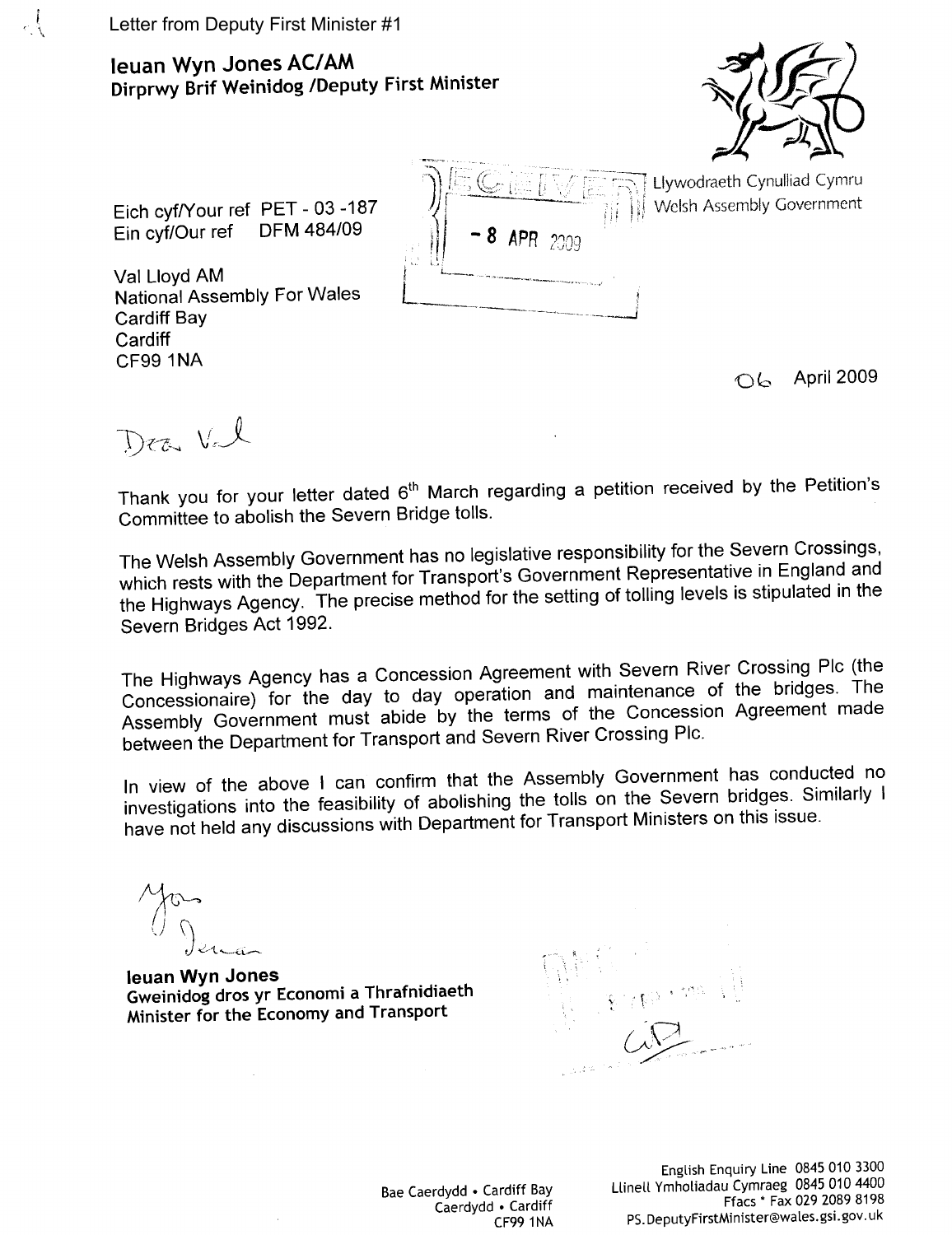Letter from Deputy First Minister #1

**Ieuan Wyn Jones AC/AM**
**Dirprwy Brif Weinidog /Deputy First Minister**

Llywodraeth Cynulliad Cymru
Welsh Assembly Government

RECEIVED
- 8 APR 2009

Eich cyf/Your ref PET - 03 -187
Ein cyf/Our ref DFM 484/09

Val Lloyd AM
National Assembly For Wales
Cardiff Bay
Cardiff
CF99 1NA

06 April 2009

Dear Val

Thank you for your letter dated 6th March regarding a petition received by the Petition's Committee to abolish the Severn Bridge tolls.

The Welsh Assembly Government has no legislative responsibility for the Severn Crossings, which rests with the Department for Transport's Government Representative in England and the Highways Agency. The precise method for the setting of tolling levels is stipulated in the Severn Bridges Act 1992.

The Highways Agency has a Concession Agreement with Severn River Crossing Plc (the Concessionaire) for the day to day operation and maintenance of the bridges. The Assembly Government must abide by the terms of the Concession Agreement made between the Department for Transport and Severn River Crossing Plc.

In view of the above I can confirm that the Assembly Government has conducted no investigations into the feasibility of abolishing the tolls on the Severn bridges. Similarly I have not held any discussions with Department for Transport Ministers on this issue.

Yours
Ieuan

**Ieuan Wyn Jones**
**Gweinidog dros yr Economi a Thrafnidiaeth**
**Minister for the Economy and Transport**

Bae Caerdydd • Cardiff Bay
Caerdydd • Cardiff
CF99 1NA

English Enquiry Line 0845 010 3300
Llinell Ymholiadau Cymraeg 0845 010 4400
Ffacs * Fax 029 2089 8198
PS.DeputyFirstMinister@wales.gsi.gov.uk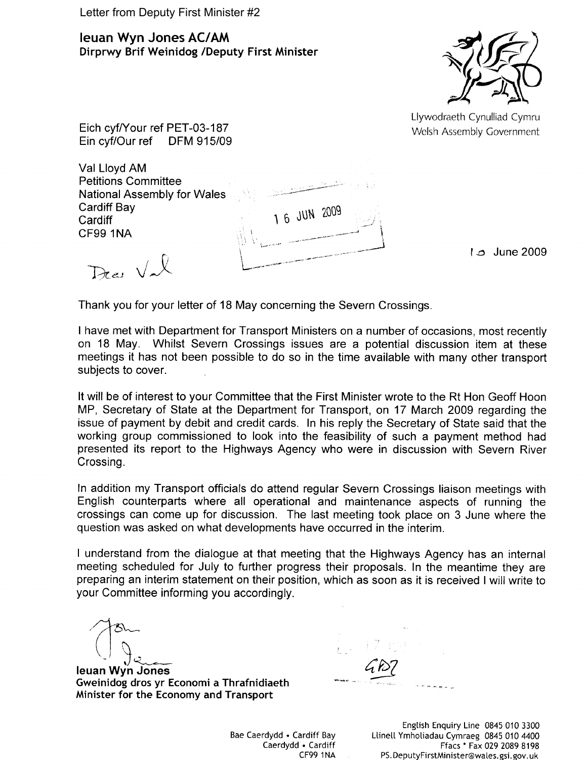Letter from Deputy First Minister #2

**Ieuan Wyn Jones AC/AM**
**Dirprwy Brif Weinidog /Deputy First Minister**

Llywodraeth Cynulliad Cymru
Welsh Assembly Government

Eich cyf/Your ref PET-03-187
Ein cyf/Our ref DFM 915/09

Val Lloyd AM
Petitions Committee
National Assembly for Wales
Cardiff Bay
Cardiff
CF99 1NA

16 JUN 2009

10 June 2009

Dear Val

Thank you for your letter of 18 May concerning the Severn Crossings.

I have met with Department for Transport Ministers on a number of occasions, most recently on 18 May. Whilst Severn Crossings issues are a potential discussion item at these meetings it has not been possible to do so in the time available with many other transport subjects to cover.

It will be of interest to your Committee that the First Minister wrote to the Rt Hon Geoff Hoon MP, Secretary of State at the Department for Transport, on 17 March 2009 regarding the issue of payment by debit and credit cards. In his reply the Secretary of State said that the working group commissioned to look into the feasibility of such a payment method had presented its report to the Highways Agency who were in discussion with Severn River Crossing.

In addition my Transport officials do attend regular Severn Crossings liaison meetings with English counterparts where all operational and maintenance aspects of running the crossings can come up for discussion. The last meeting took place on 3 June where the question was asked on what developments have occurred in the interim.

I understand from the dialogue at that meeting that the Highways Agency has an internal meeting scheduled for July to further progress their proposals. In the meantime they are preparing an interim statement on their position, which as soon as it is received I will write to your Committee informing you accordingly.

**Ieuan Wyn Jones**
**Gweinidog dros yr Economi a Thrafnidiaeth**
**Minister for the Economy and Transport**

GD7

Bae Caerdydd • Cardiff Bay
Caerdydd • Cardiff
CF99 1NA

English Enquiry Line 0845 010 3300
Llinell Ymholiadau Cymraeg 0845 010 4400
Ffacs * Fax 029 2089 8198
PS.DeputyFirstMinister@wales.gsi.gov.uk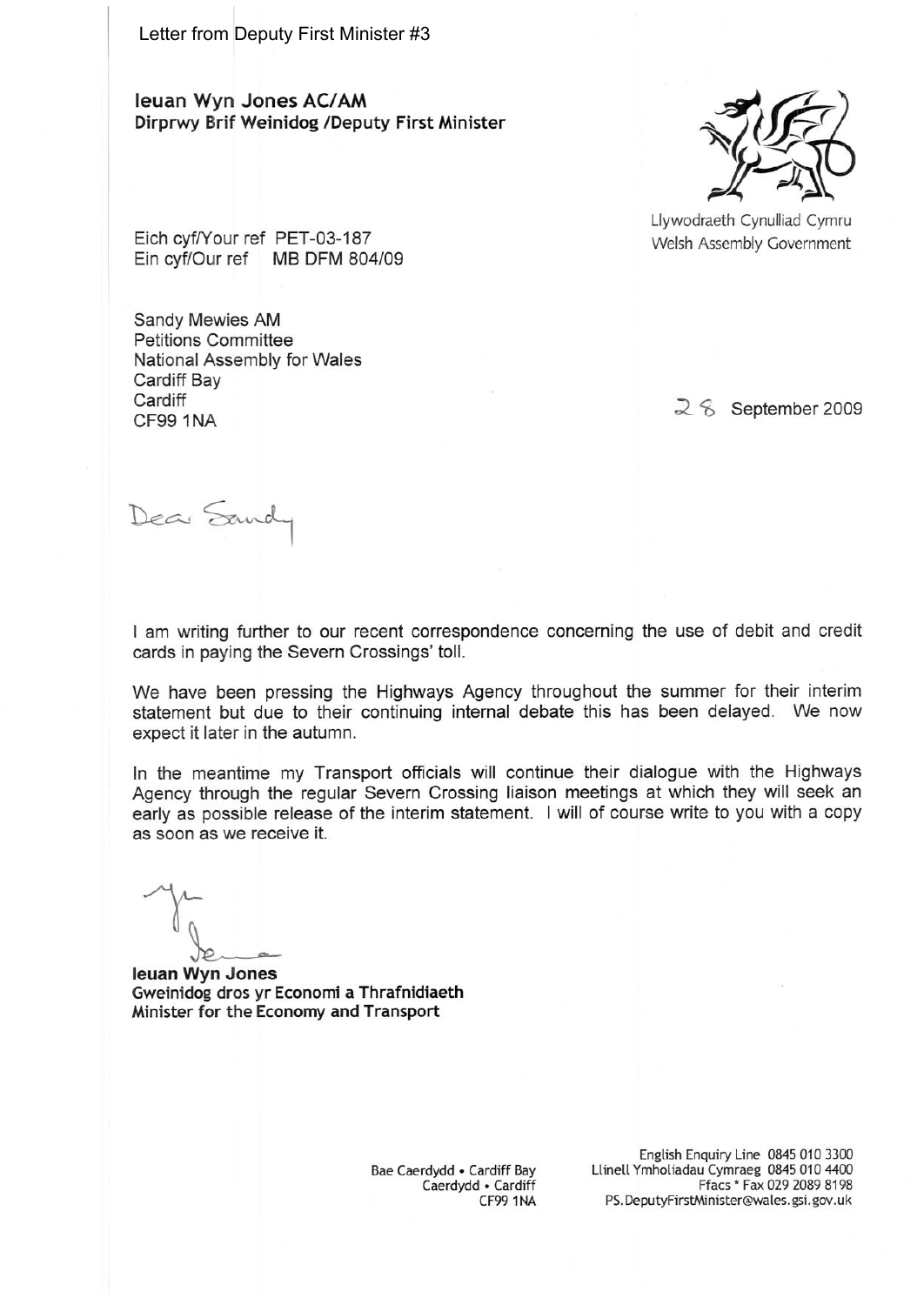Letter from Deputy First Minister #3

**Ieuan Wyn Jones AC/AM**
**Dirprwy Brif Weinidog /Deputy First Minister**

Llywodraeth Cynulliad Cymru
Welsh Assembly Government

Eich cyf/Your ref PET-03-187
Ein cyf/Our ref MB DFM 804/09

Sandy Mewies AM
Petitions Committee
National Assembly for Wales
Cardiff Bay
Cardiff
CF99 1NA

28 September 2009

Dear Sandy

I am writing further to our recent correspondence concerning the use of debit and credit cards in paying the Severn Crossings' toll.

We have been pressing the Highways Agency throughout the summer for their interim statement but due to their continuing internal debate this has been delayed. We now expect it later in the autumn.

In the meantime my Transport officials will continue their dialogue with the Highways Agency through the regular Severn Crossing liaison meetings at which they will seek an early as possible release of the interim statement. I will of course write to you with a copy as soon as we receive it.

Yr
Ieuan

**Ieuan Wyn Jones**
**Gweinidog dros yr Economi a Thrafnidiaeth**
**Minister for the Economy and Transport**

Bae Caerdydd • Cardiff Bay
Caerdydd • Cardiff
CF99 1NA

English Enquiry Line 0845 010 3300
Llinell Ymholiadau Cymraeg 0845 010 4400
Ffacs * Fax 029 2089 8198
PS.DeputyFirstMinister@wales.gsi.gov.uk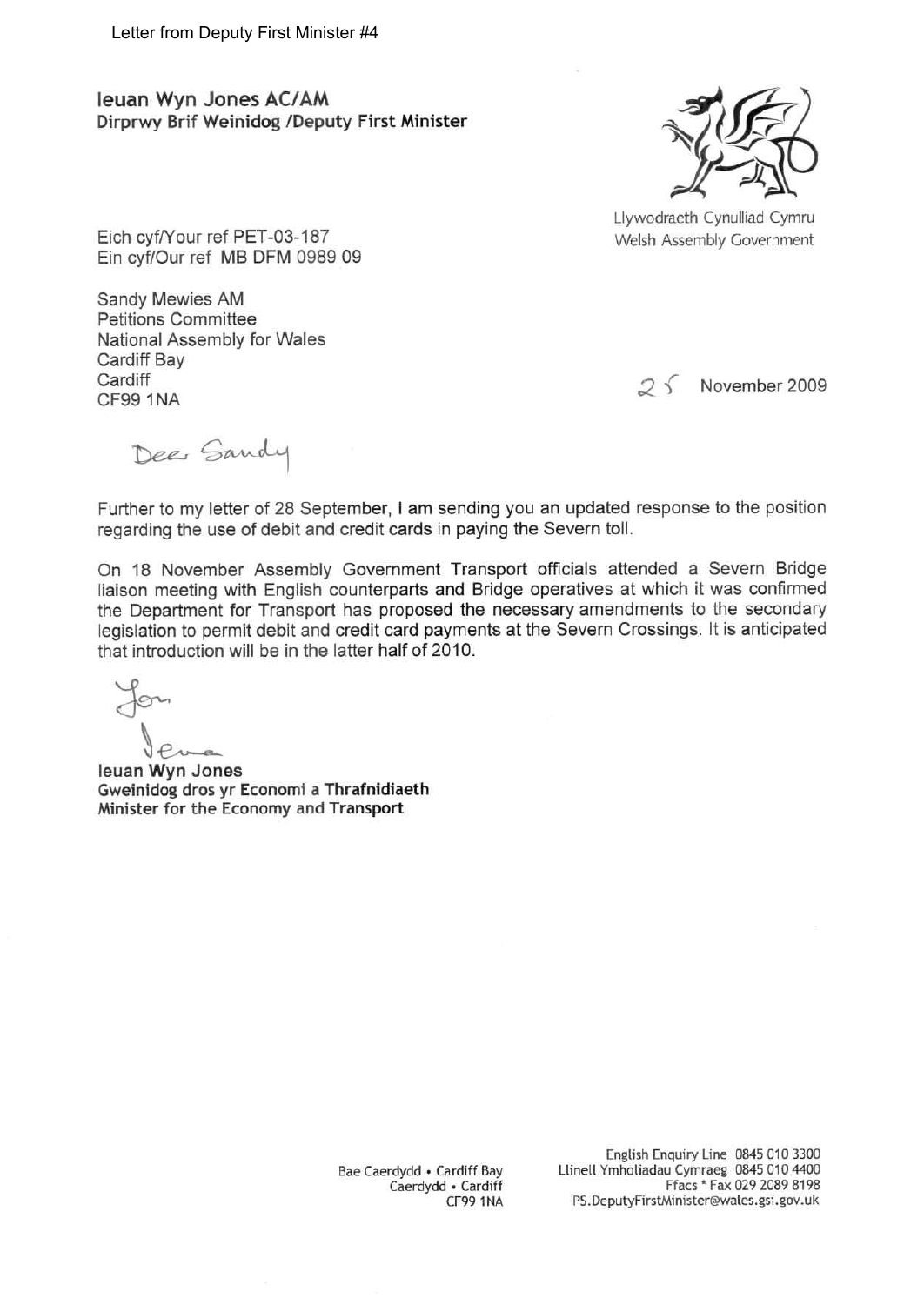Letter from Deputy First Minister #4

**Ieuan Wyn Jones AC/AM**
**Dirprwy Brif Weinidog /Deputy First Minister**

Llywodraeth Cynulliad Cymru
Welsh Assembly Government

Eich cyf/Your ref PET-03-187
Ein cyf/Our ref MB DFM 0989 09

Sandy Mewies AM
Petitions Committee
National Assembly for Wales
Cardiff Bay
Cardiff
CF99 1NA

25 November 2009

Dear Sandy

Further to my letter of 28 September, I am sending you an updated response to the position regarding the use of debit and credit cards in paying the Severn toll.

On 18 November Assembly Government Transport officials attended a Severn Bridge liaison meeting with English counterparts and Bridge operatives at which it was confirmed the Department for Transport has proposed the necessary amendments to the secondary legislation to permit debit and credit card payments at the Severn Crossings. It is anticipated that introduction will be in the latter half of 2010.

Yours

Ieuan

**Ieuan Wyn Jones**
**Gweinidog dros yr Economi a Thrafnidiaeth**
**Minister for the Economy and Transport**

Bae Caerdydd • Cardiff Bay
Caerdydd • Cardiff
CF99 1NA

English Enquiry Line 0845 010 3300
Llinell Ymholiadau Cymraeg 0845 010 4400
Ffacs * Fax 029 2089 8198
PS.DeputyFirstMinister@wales.gsi.gov.uk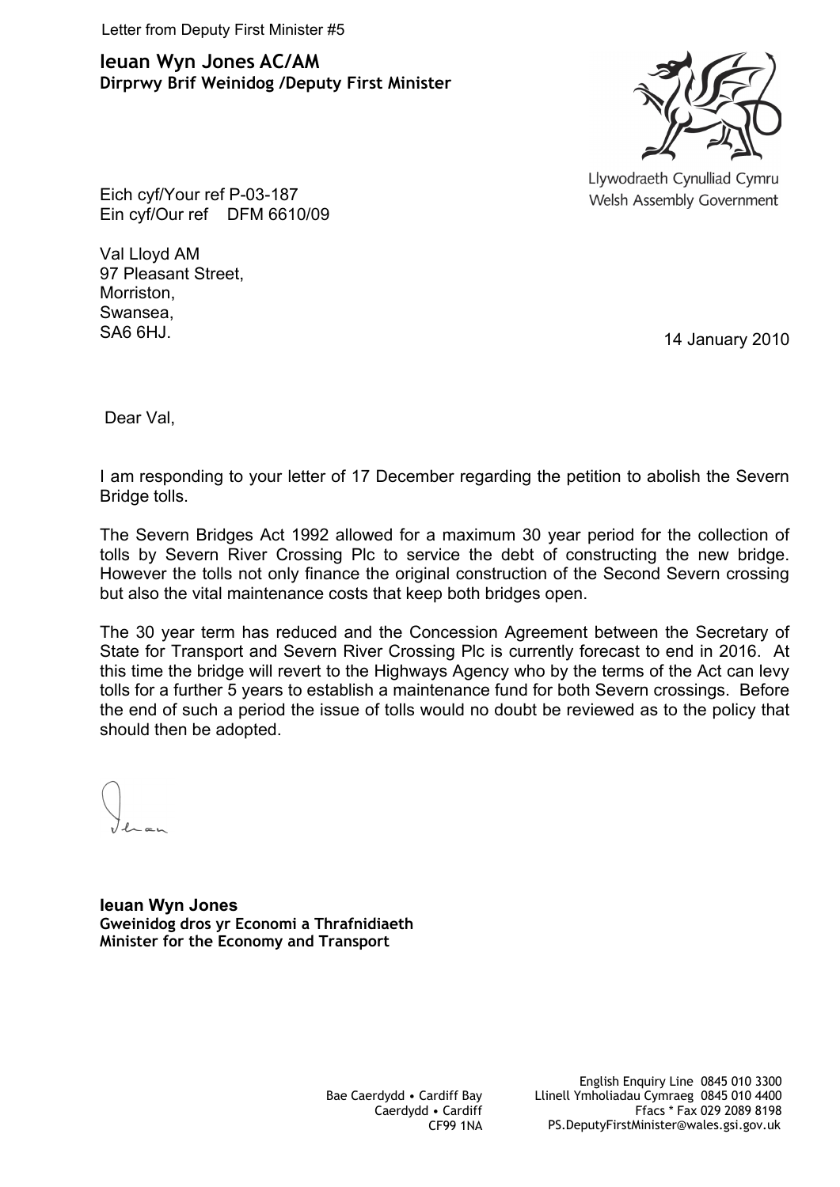Letter from Deputy First Minister #5

**Ieuan Wyn Jones AC/AM**
**Dirprwy Brif Weinidog /Deputy First Minister**

Llywodraeth Cynulliad Cymru
Welsh Assembly Government

Eich cyf/Your ref P-03-187
Ein cyf/Our ref DFM 6610/09

Val Lloyd AM
97 Pleasant Street,
Morriston,
Swansea,
SA6 6HJ.

14 January 2010

Dear Val,

I am responding to your letter of 17 December regarding the petition to abolish the Severn Bridge tolls.

The Severn Bridges Act 1992 allowed for a maximum 30 year period for the collection of tolls by Severn River Crossing Plc to service the debt of constructing the new bridge. However the tolls not only finance the original construction of the Second Severn crossing but also the vital maintenance costs that keep both bridges open.

The 30 year term has reduced and the Concession Agreement between the Secretary of State for Transport and Severn River Crossing Plc is currently forecast to end in 2016. At this time the bridge will revert to the Highways Agency who by the terms of the Act can levy tolls for a further 5 years to establish a maintenance fund for both Severn crossings. Before the end of such a period the issue of tolls would no doubt be reviewed as to the policy that should then be adopted.

Ieuan

**Ieuan Wyn Jones**
**Gweinidog dros yr Economi a Thrafnidiaeth**
**Minister for the Economy and Transport**

Bae Caerdydd • Cardiff Bay
Caerdydd • Cardiff
CF99 1NA

English Enquiry Line 0845 010 3300
Llinell Ymholiadau Cymraeg 0845 010 4400
Ffacs * Fax 029 2089 8198
PS.DeputyFirstMinister@wales.gsi.gov.uk